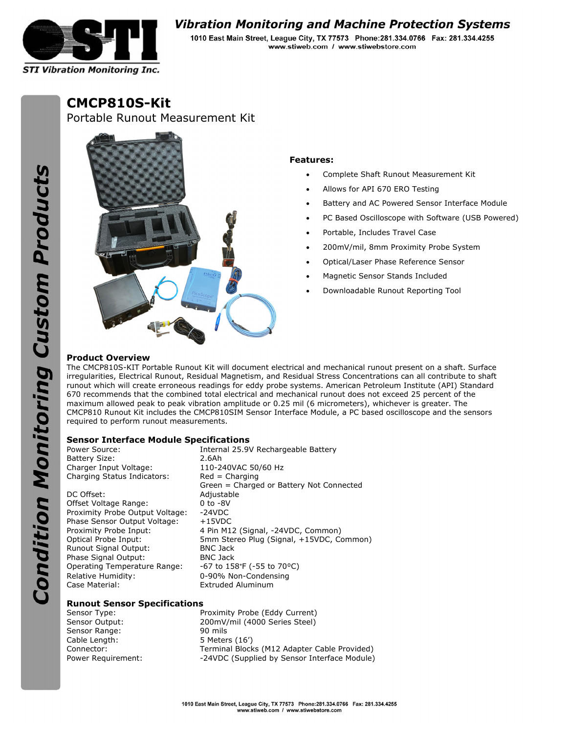# CMCP810S-Kit

## Portable Runout Measurement Kit

### Features:

- Complete Shaft Runout Measurement Kit
- Allows for API 670 ERO Testing
- Battery and AC Powered Sensor Interface Module
- PC Based Oscilloscope with Software (USB Powered)
- Portable, Includes Travel Case
- 200mV/mil, 8mm Proximity Probe System
- Optical/Laser Phase Reference Sensor
- Magnetic Sensor Stands Included
- Downloadable Runout Reporting Tool

### Product Overview

The CMCP810S-KIT Portable Runout Kit will document electrical and mechanical runout present on a shaft. Surface irregularities, Electrical Runout, Residual Magnetism, and Residual Stress Concentrations can all contribute to shaft runout which will create erroneous readings for eddy probe systems. American Petroleum Institute (API) Standard 670 recommends that the combined total electrical and mechanical runout does not exceed 25 percent of the maximum allowed peak to peak vibration amplitude or 0.25 mil (6 micrometers), whichever is greater. The CMCP810 Runout Kit includes the CMCP810SIM Sensor Interface Module, a PC based oscilloscope and the sensors required to perform runout measurements.

### Sensor Interface Module Specifications

| | |
|---|---|
| Power Source: | Internal 25.9V Rechargeable Battery |
| Battery Size: | 2.6Ah |
| Charger Input Voltage: | 110-240VAC 50/60 Hz |
| Charging Status Indicators: | Red = Charging<br>Green = Charged or Battery Not Connected |
| DC Offset: | Adjustable |
| Offset Voltage Range: | 0 to -8V |
| Proximity Probe Output Voltage: | -24VDC |
| Phase Sensor Output Voltage: | +15VDC |
| Proximity Probe Input: | 4 Pin M12 (Signal, -24VDC, Common) |
| Optical Probe Input: | 5mm Stereo Plug (Signal, +15VDC, Common) |
| Runout Signal Output: | BNC Jack |
| Phase Signal Output: | BNC Jack |
| Operating Temperature Range: | -67 to 158°F (-55 to 70ºC) |
| Relative Humidity: | 0-90% Non-Condensing |
| Case Material: | Extruded Aluminum |

### Runout Sensor Specifications

| | |
|---|---|
| Sensor Type: | Proximity Probe (Eddy Current) |
| Sensor Output: | 200mV/mil (4000 Series Steel) |
| Sensor Range: | 90 mils |
| Cable Length: | 5 Meters (16') |
| Connector: | Terminal Blocks (M12 Adapter Cable Provided) |
| Power Requirement: | -24VDC (Supplied by Sensor Interface Module) |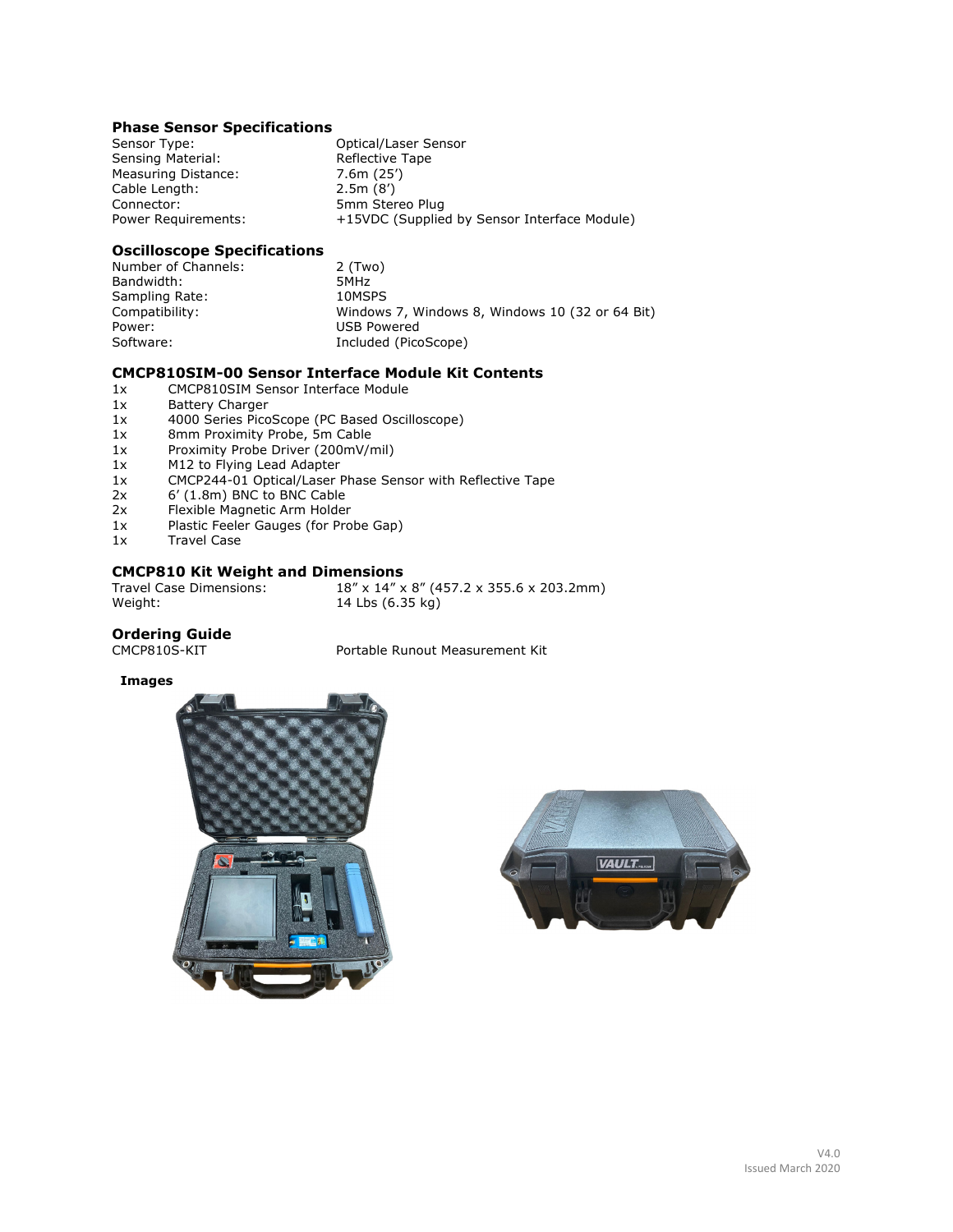## Phase Sensor Specifications

| | |
|---|---|
| Sensor Type: | Optical/Laser Sensor |
| Sensing Material: | Reflective Tape |
| Measuring Distance: | 7.6m (25’) |
| Cable Length: | 2.5m (8’) |
| Connector: | 5mm Stereo Plug |
| Power Requirements: | +15VDC (Supplied by Sensor Interface Module) |

## Oscilloscope Specifications

| | |
|---|---|
| Number of Channels: | 2 (Two) |
| Bandwidth: | 5MHz |
| Sampling Rate: | 10MSPS |
| Compatibility: | Windows 7, Windows 8, Windows 10 (32 or 64 Bit) |
| Power: | USB Powered |
| Software: | Included (PicoScope) |

## CMCP810SIM-00 Sensor Interface Module Kit Contents

| | |
|---|---|
| 1x | CMCP810SIM Sensor Interface Module |
| 1x | Battery Charger |
| 1x | 4000 Series PicoScope (PC Based Oscilloscope) |
| 1x | 8mm Proximity Probe, 5m Cable |
| 1x | Proximity Probe Driver (200mV/mil) |
| 1x | M12 to Flying Lead Adapter |
| 1x | CMCP244-01 Optical/Laser Phase Sensor with Reflective Tape |
| 2x | 6’ (1.8m) BNC to BNC Cable |
| 2x | Flexible Magnetic Arm Holder |
| 1x | Plastic Feeler Gauges (for Probe Gap) |
| 1x | Travel Case |

## CMCP810 Kit Weight and Dimensions

| | |
|---|---|
| Travel Case Dimensions: | 18” x 14” x 8” (457.2 x 355.6 x 203.2mm) |
| Weight: | 14 Lbs (6.35 kg) |

## Ordering Guide

| | |
|---|---|
| CMCP810S-KIT | Portable Runout Measurement Kit |

**Images**

V4.0
Issued March 2020